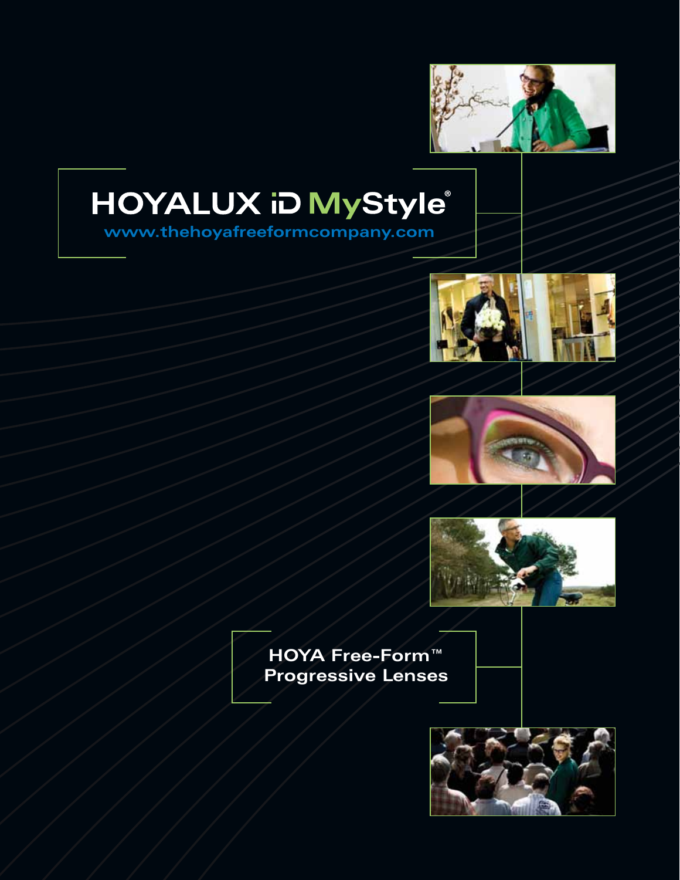# HOYALUX iD MyStyle®

www.thehoyafreeformcompany.com

## HOYA Free-Form™ Progressive Lenses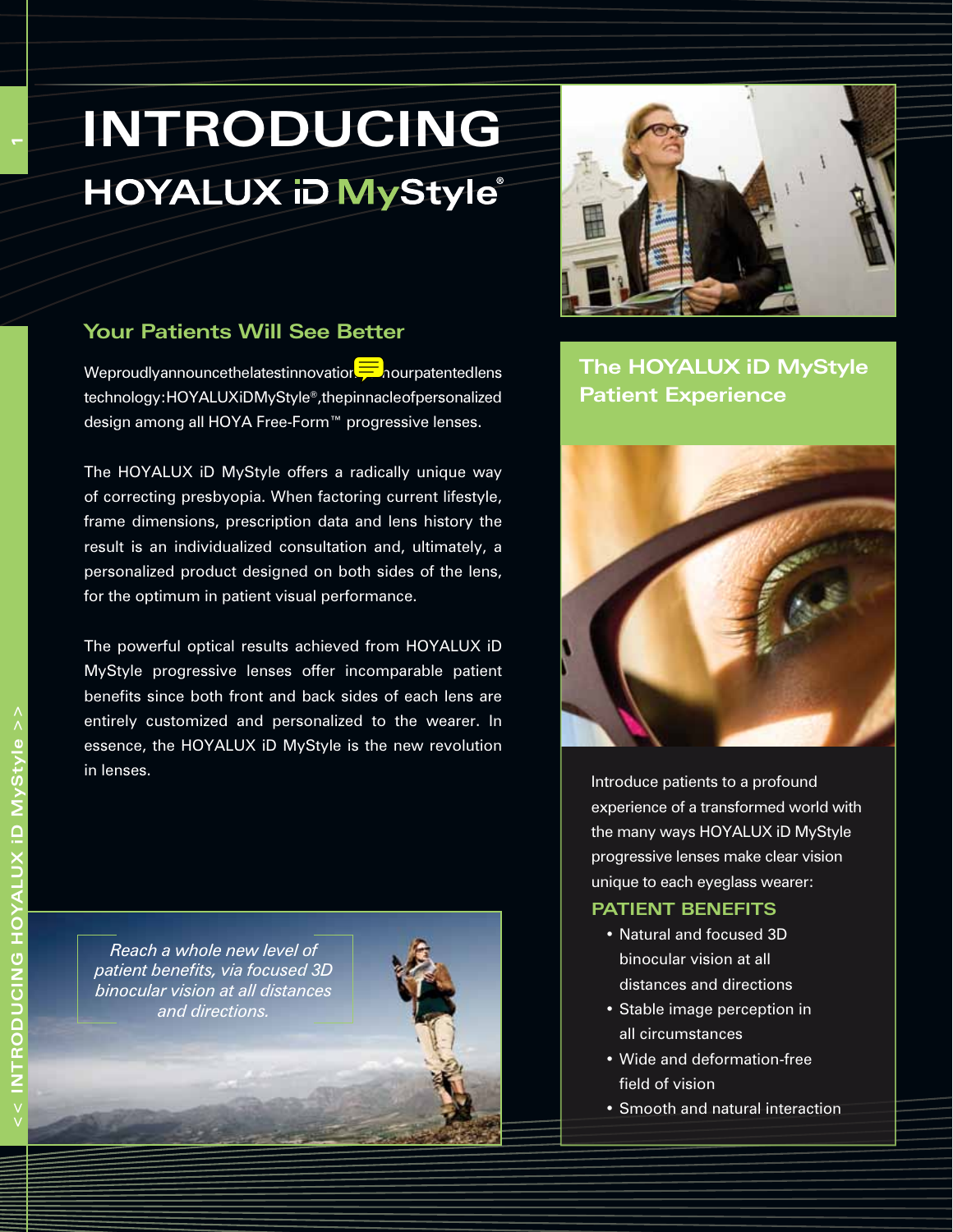# INTRODUCING

## HOYALUX iD MyStyle®

### Your Patients Will See Better

We proudly announce the latest innovation in our patented lens technology: HOYALUX iD MyStyle®, the pinnacle of personalized design among all HOYA Free-Form™ progressive lenses.

The HOYALUX iD MyStyle offers a radically unique way of correcting presbyopia. When factoring current lifestyle, frame dimensions, prescription data and lens history the result is an individualized consultation and, ultimately, a personalized product designed on both sides of the lens, for the optimum in patient visual performance.

The powerful optical results achieved from HOYALUX iD MyStyle progressive lenses offer incomparable patient benefits since both front and back sides of each lens are entirely customized and personalized to the wearer. In essence, the HOYALUX iD MyStyle is the new revolution in lenses.

*Reach a whole new level of patient benefits, via focused 3D binocular vision at all distances and directions.*

### The HOYALUX iD MyStyle Patient Experience

Introduce patients to a profound experience of a transformed world with the many ways HOYALUX iD MyStyle progressive lenses make clear vision unique to each eyeglass wearer:

#### PATIENT BENEFITS

- Natural and focused 3D binocular vision at all distances and directions
- Stable image perception in all circumstances
- Wide and deformation-free field of vision
- Smooth and natural interaction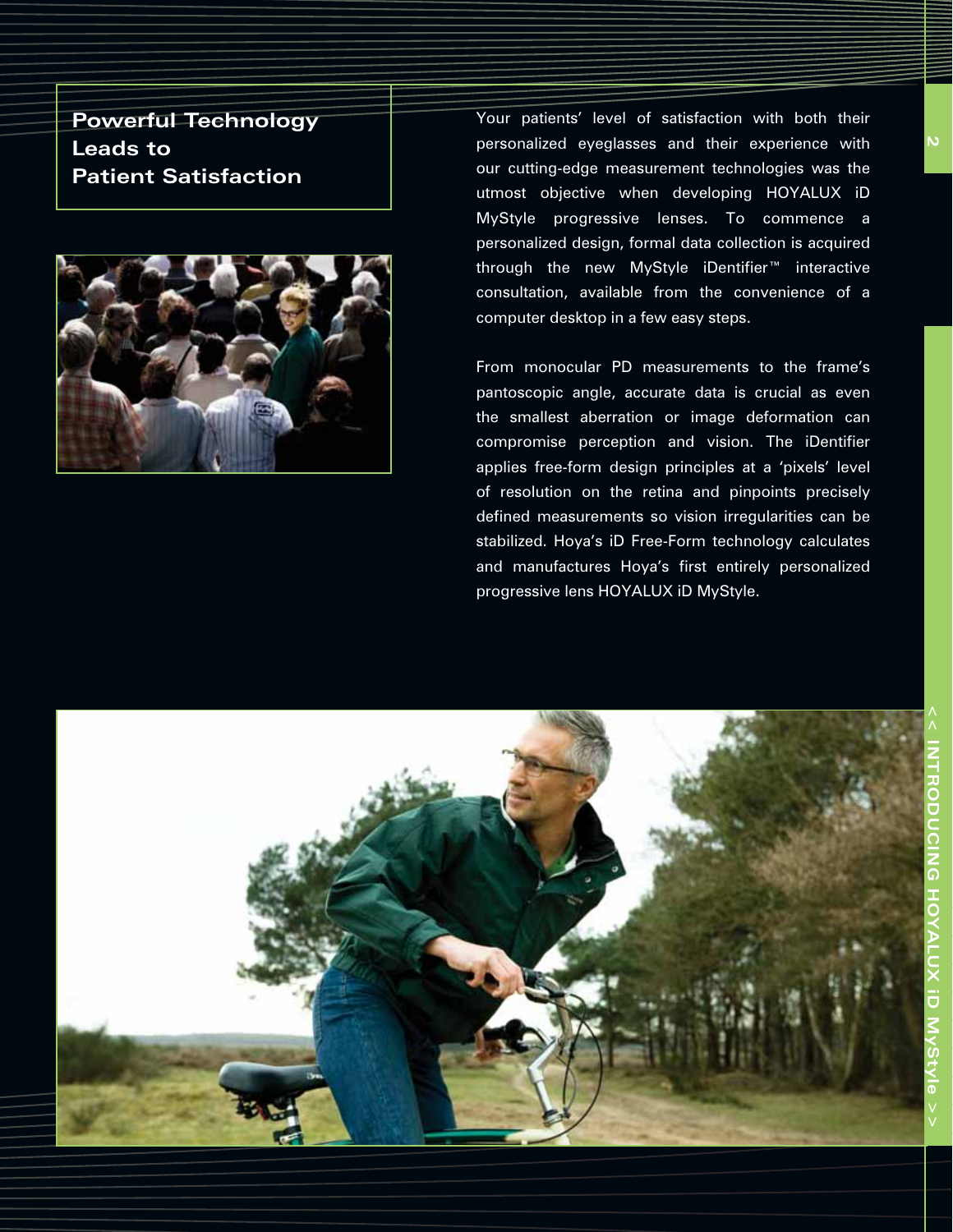## Powerful Technology Leads to Patient Satisfaction

Your patients' level of satisfaction with both their personalized eyeglasses and their experience with our cutting-edge measurement technologies was the utmost objective when developing HOYALUX iD MyStyle progressive lenses. To commence a personalized design, formal data collection is acquired through the new MyStyle iDentifier™ interactive consultation, available from the convenience of a computer desktop in a few easy steps.

From monocular PD measurements to the frame's pantoscopic angle, accurate data is crucial as even the smallest aberration or image deformation can compromise perception and vision. The iDentifier applies free-form design principles at a 'pixels' level of resolution on the retina and pinpoints precisely defined measurements so vision irregularities can be stabilized. Hoya's iD Free-Form technology calculates and manufactures Hoya's first entirely personalized progressive lens HOYALUX iD MyStyle.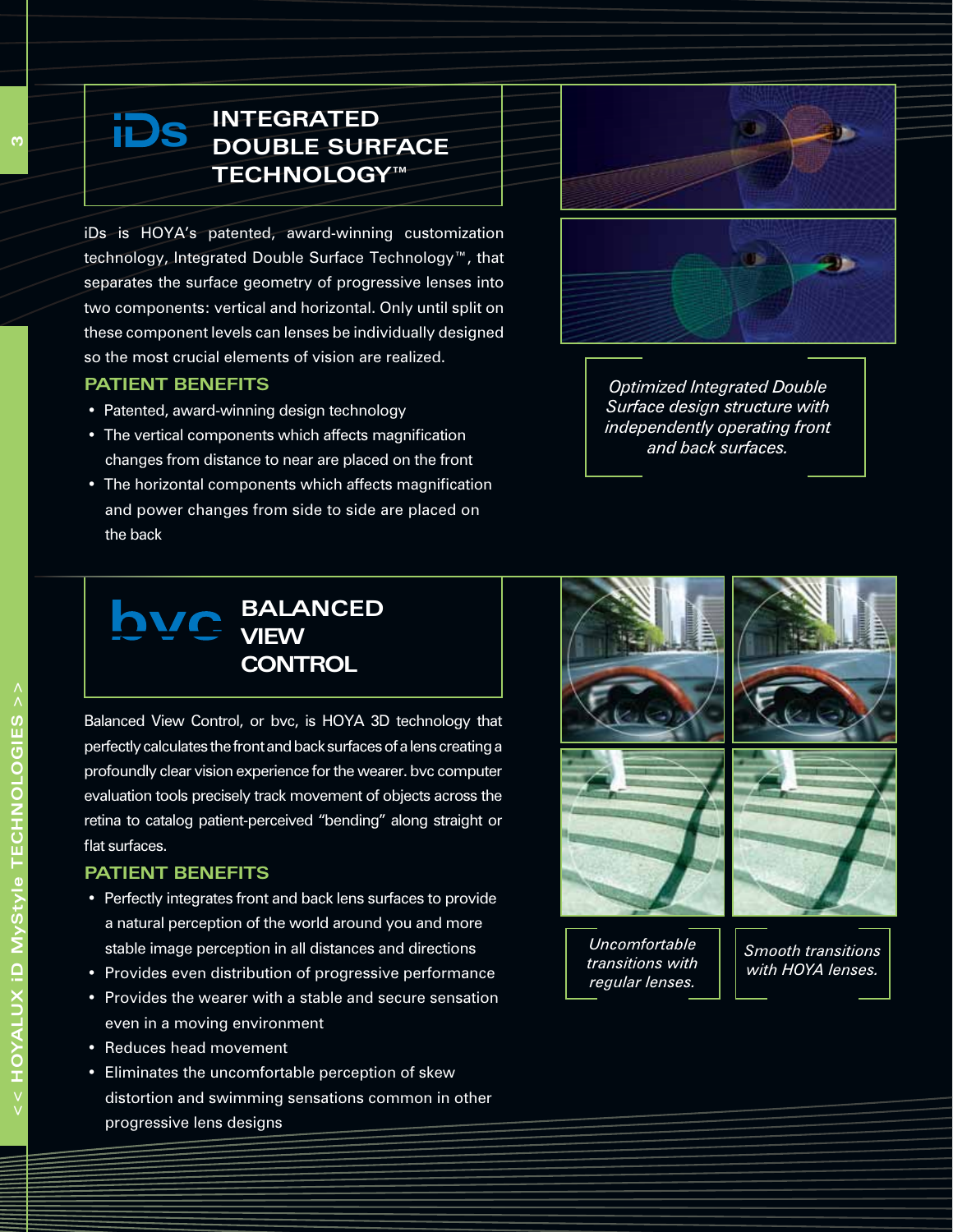## iDs INTEGRATED DOUBLE SURFACE TECHNOLOGY™

iDs is HOYA's patented, award-winning customization technology, Integrated Double Surface Technology™, that separates the surface geometry of progressive lenses into two components: vertical and horizontal. Only until split on these component levels can lenses be individually designed so the most crucial elements of vision are realized.

### PATIENT BENEFITS

- Patented, award-winning design technology
- The vertical components which affects magnification changes from distance to near are placed on the front
- The horizontal components which affects magnification and power changes from side to side are placed on the back

*Optimized Integrated Double Surface design structure with independently operating front and back surfaces.*

## bvc BALANCED VIEW CONTROL

Balanced View Control, or bvc, is HOYA 3D technology that perfectly calculates the front and back surfaces of a lens creating a profoundly clear vision experience for the wearer. bvc computer evaluation tools precisely track movement of objects across the retina to catalog patient-perceived "bending" along straight or flat surfaces.

### PATIENT BENEFITS

- Perfectly integrates front and back lens surfaces to provide a natural perception of the world around you and more stable image perception in all distances and directions
- Provides even distribution of progressive performance
- Provides the wearer with a stable and secure sensation even in a moving environment
- Reduces head movement
- Eliminates the uncomfortable perception of skew distortion and swimming sensations common in other progressive lens designs

*Uncomfortable transitions with regular lenses.*

*Smooth transitions with HOYA lenses.*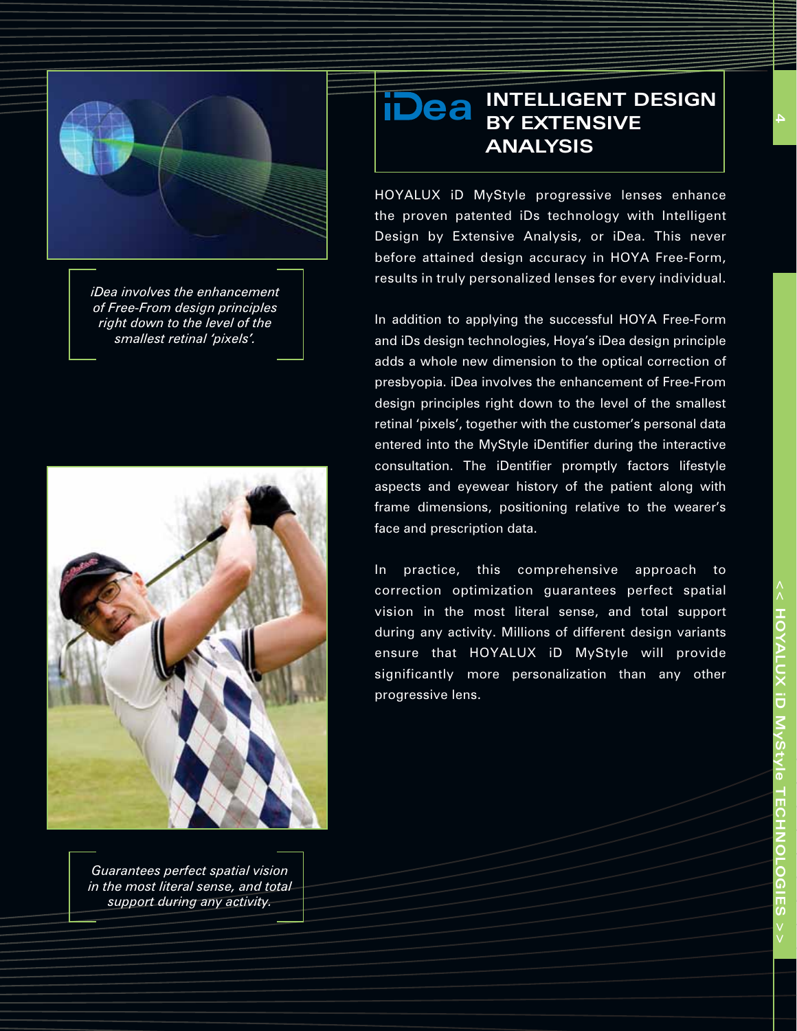*iDea involves the enhancement of Free-From design principles right down to the level of the smallest retinal 'pixels'.*

*Guarantees perfect spatial vision in the most literal sense, and total support during any activity.*

## iDea INTELLIGENT DESIGN BY EXTENSIVE ANALYSIS

HOYALUX iD MyStyle progressive lenses enhance the proven patented iDs technology with Intelligent Design by Extensive Analysis, or iDea. This never before attained design accuracy in HOYA Free-Form, results in truly personalized lenses for every individual.

In addition to applying the successful HOYA Free-Form and iDs design technologies, Hoya's iDea design principle adds a whole new dimension to the optical correction of presbyopia. iDea involves the enhancement of Free-From design principles right down to the level of the smallest retinal 'pixels', together with the customer's personal data entered into the MyStyle iDentifier during the interactive consultation. The iDentifier promptly factors lifestyle aspects and eyewear history of the patient along with frame dimensions, positioning relative to the wearer's face and prescription data.

In practice, this comprehensive approach to correction optimization guarantees perfect spatial vision in the most literal sense, and total support during any activity. Millions of different design variants ensure that HOYALUX iD MyStyle will provide significantly more personalization than any other progressive lens.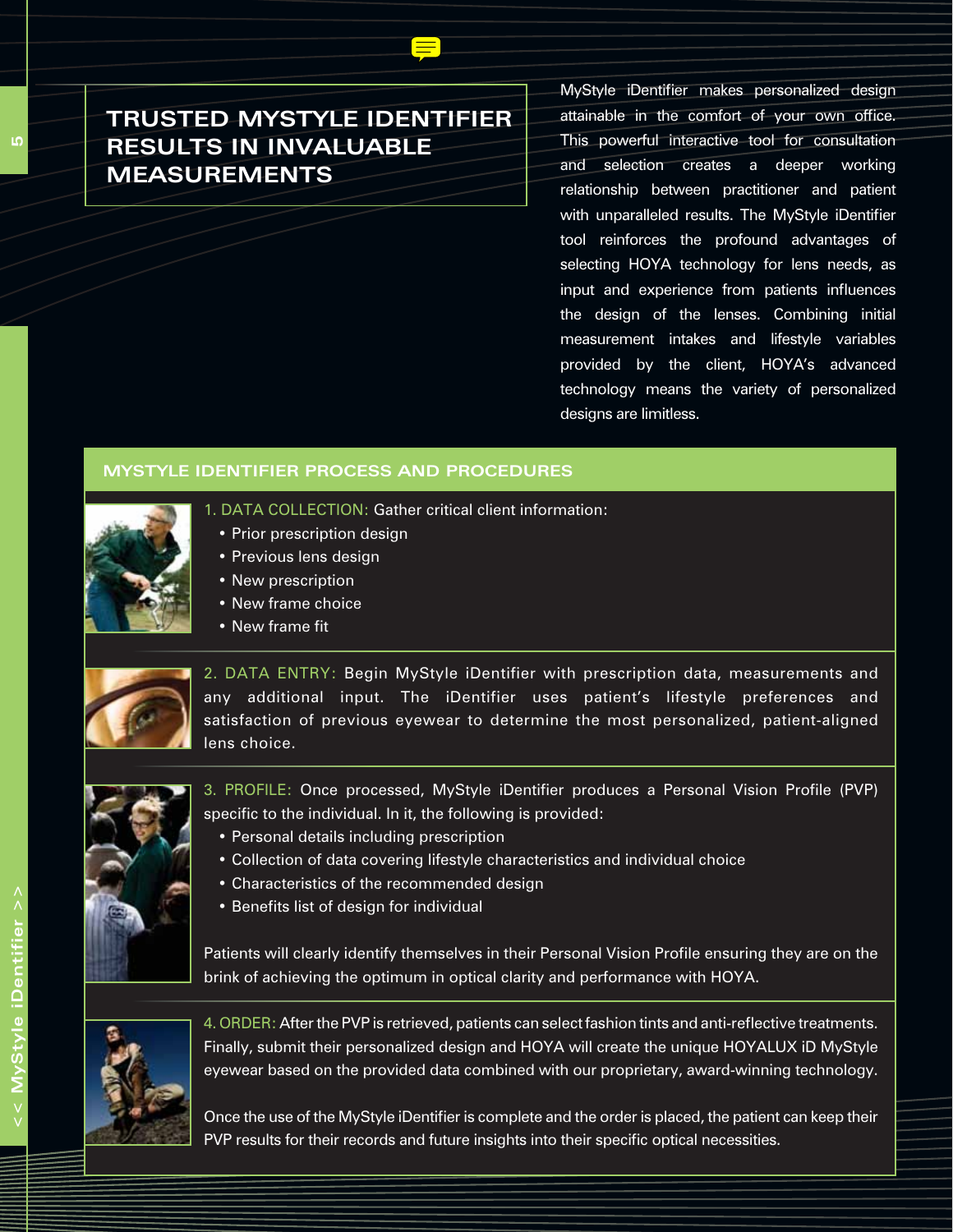# TRUSTED MYSTYLE IDENTIFIER RESULTS IN INVALUABLE MEASUREMENTS

MyStyle iDentifier makes personalized design attainable in the comfort of your own office. This powerful interactive tool for consultation and selection creates a deeper working relationship between practitioner and patient with unparalleled results. The MyStyle iDentifier tool reinforces the profound advantages of selecting HOYA technology for lens needs, as input and experience from patients influences the design of the lenses. Combining initial measurement intakes and lifestyle variables provided by the client, HOYA's advanced technology means the variety of personalized designs are limitless.

## MYSTYLE IDENTIFIER PROCESS AND PROCEDURES

1. DATA COLLECTION: Gather critical client information:
   - Prior prescription design
   - Previous lens design
   - New prescription
   - New frame choice
   - New frame fit

2. DATA ENTRY: Begin MyStyle iDentifier with prescription data, measurements and any additional input. The iDentifier uses patient's lifestyle preferences and satisfaction of previous eyewear to determine the most personalized, patient-aligned lens choice.

3. PROFILE: Once processed, MyStyle iDentifier produces a Personal Vision Profile (PVP) specific to the individual. In it, the following is provided:
   - Personal details including prescription
   - Collection of data covering lifestyle characteristics and individual choice
   - Characteristics of the recommended design
   - Benefits list of design for individual

   Patients will clearly identify themselves in their Personal Vision Profile ensuring they are on the brink of achieving the optimum in optical clarity and performance with HOYA.

4. ORDER: After the PVP is retrieved, patients can select fashion tints and anti-reflective treatments. Finally, submit their personalized design and HOYA will create the unique HOYALUX iD MyStyle eyewear based on the provided data combined with our proprietary, award-winning technology.

   Once the use of the MyStyle iDentifier is complete and the order is placed, the patient can keep their PVP results for their records and future insights into their specific optical necessities.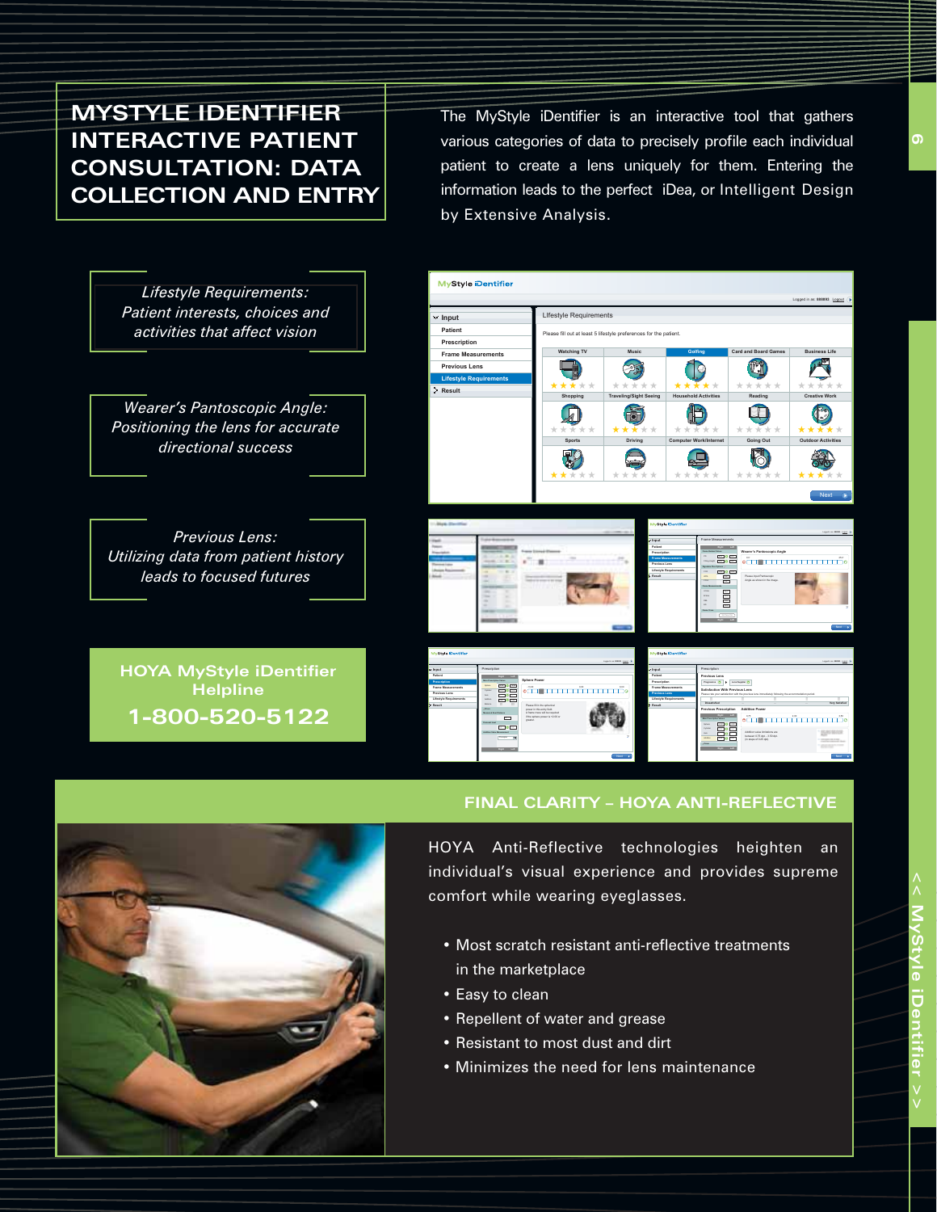# MYSTYLE IDENTIFIER INTERACTIVE PATIENT CONSULTATION: DATA COLLECTION AND ENTRY

The MyStyle iDentifier is an interactive tool that gathers various categories of data to precisely profile each individual patient to create a lens uniquely for them. Entering the information leads to the perfect iDea, or Intelligent Design by Extensive Analysis.

*Lifestyle Requirements: Patient interests, choices and activities that affect vision*

*Wearer's Pantoscopic Angle: Positioning the lens for accurate directional success*

*Previous Lens: Utilizing data from patient history leads to focused futures*

**HOYA MyStyle iDentifier Helpline**

**1-800-520-5122**

## FINAL CLARITY – HOYA ANTI-REFLECTIVE

HOYA Anti-Reflective technologies heighten an individual's visual experience and provides supreme comfort while wearing eyeglasses.

- Most scratch resistant anti-reflective treatments in the marketplace
- Easy to clean
- Repellent of water and grease
- Resistant to most dust and dirt
- Minimizes the need for lens maintenance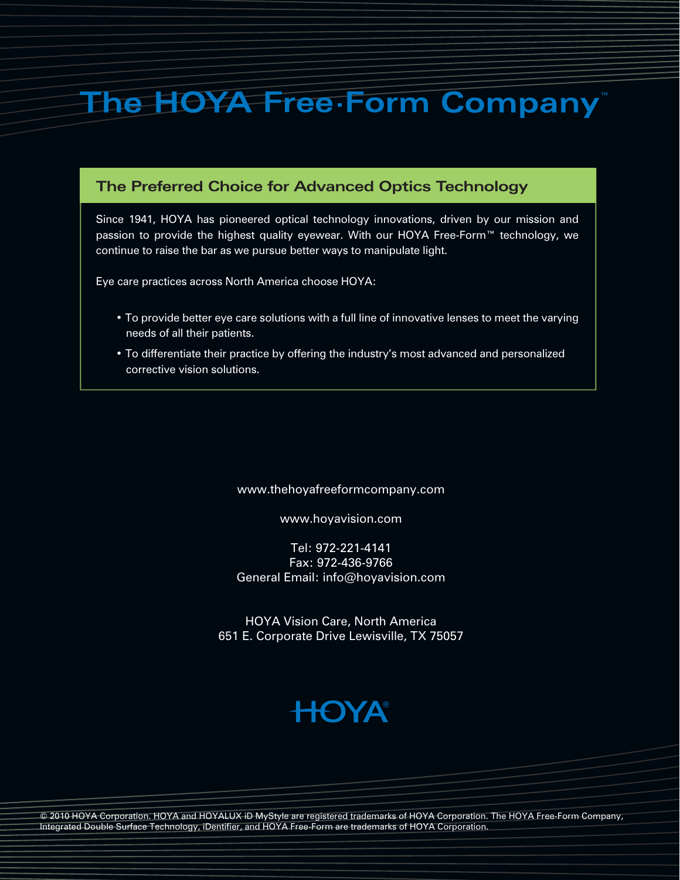# The HOYA Free·Form Company™

## The Preferred Choice for Advanced Optics Technology

Since 1941, HOYA has pioneered optical technology innovations, driven by our mission and passion to provide the highest quality eyewear. With our HOYA Free-Form™ technology, we continue to raise the bar as we pursue better ways to manipulate light.

Eye care practices across North America choose HOYA:

- To provide better eye care solutions with a full line of innovative lenses to meet the varying needs of all their patients.
- To differentiate their practice by offering the industry's most advanced and personalized corrective vision solutions.

www.thehoyafreeformcompany.com

www.hoyavision.com

Tel: 972-221-4141
Fax: 972-436-9766
General Email: info@hoyavision.com

HOYA Vision Care, North America
651 E. Corporate Drive Lewisville, TX 75057

HOYA®

© 2010 HOYA Corporation. HOYA and HOYALUX iD MyStyle are registered trademarks of HOYA Corporation. The HOYA Free-Form Company, Integrated Double Surface Technology, iDentifier, and HOYA Free-Form are trademarks of HOYA Corporation.